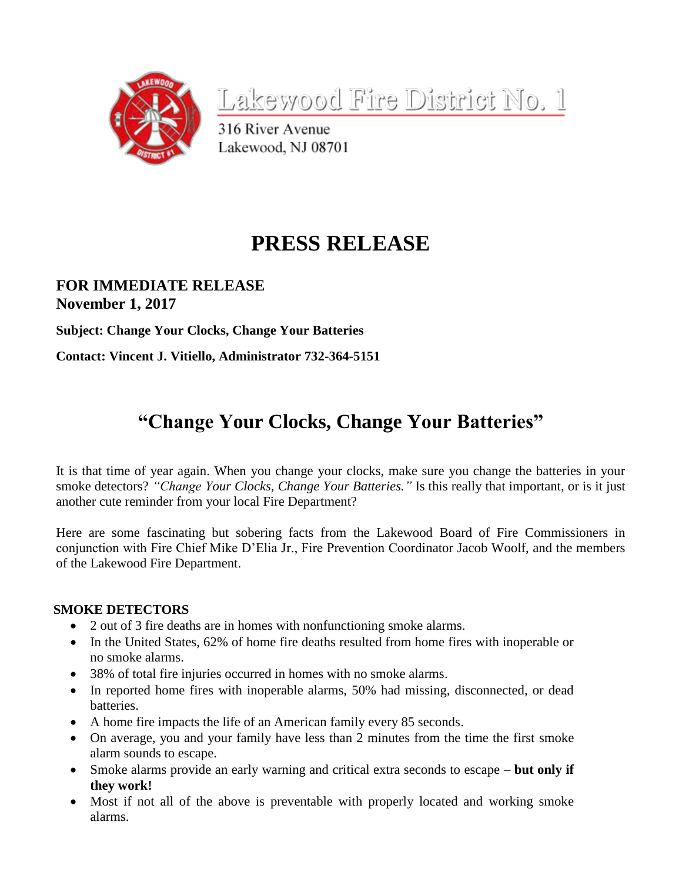Lakewood Fire District No. 1

316 River Avenue
Lakewood, NJ 08701

# PRESS RELEASE

**FOR IMMEDIATE RELEASE**
**November 1, 2017**

**Subject: Change Your Clocks, Change Your Batteries**

**Contact: Vincent J. Vitiello, Administrator 732-364-5151**

## "Change Your Clocks, Change Your Batteries"

It is that time of year again. When you change your clocks, make sure you change the batteries in your smoke detectors? *"Change Your Clocks, Change Your Batteries."* Is this really that important, or is it just another cute reminder from your local Fire Department?

Here are some fascinating but sobering facts from the Lakewood Board of Fire Commissioners in conjunction with Fire Chief Mike D'Elia Jr., Fire Prevention Coordinator Jacob Woolf, and the members of the Lakewood Fire Department.

**SMOKE DETECTORS**

- 2 out of 3 fire deaths are in homes with nonfunctioning smoke alarms.
- In the United States, 62% of home fire deaths resulted from home fires with inoperable or no smoke alarms.
- 38% of total fire injuries occurred in homes with no smoke alarms.
- In reported home fires with inoperable alarms, 50% had missing, disconnected, or dead batteries.
- A home fire impacts the life of an American family every 85 seconds.
- On average, you and your family have less than 2 minutes from the time the first smoke alarm sounds to escape.
- Smoke alarms provide an early warning and critical extra seconds to escape – **but only if they work!**
- Most if not all of the above is preventable with properly located and working smoke alarms.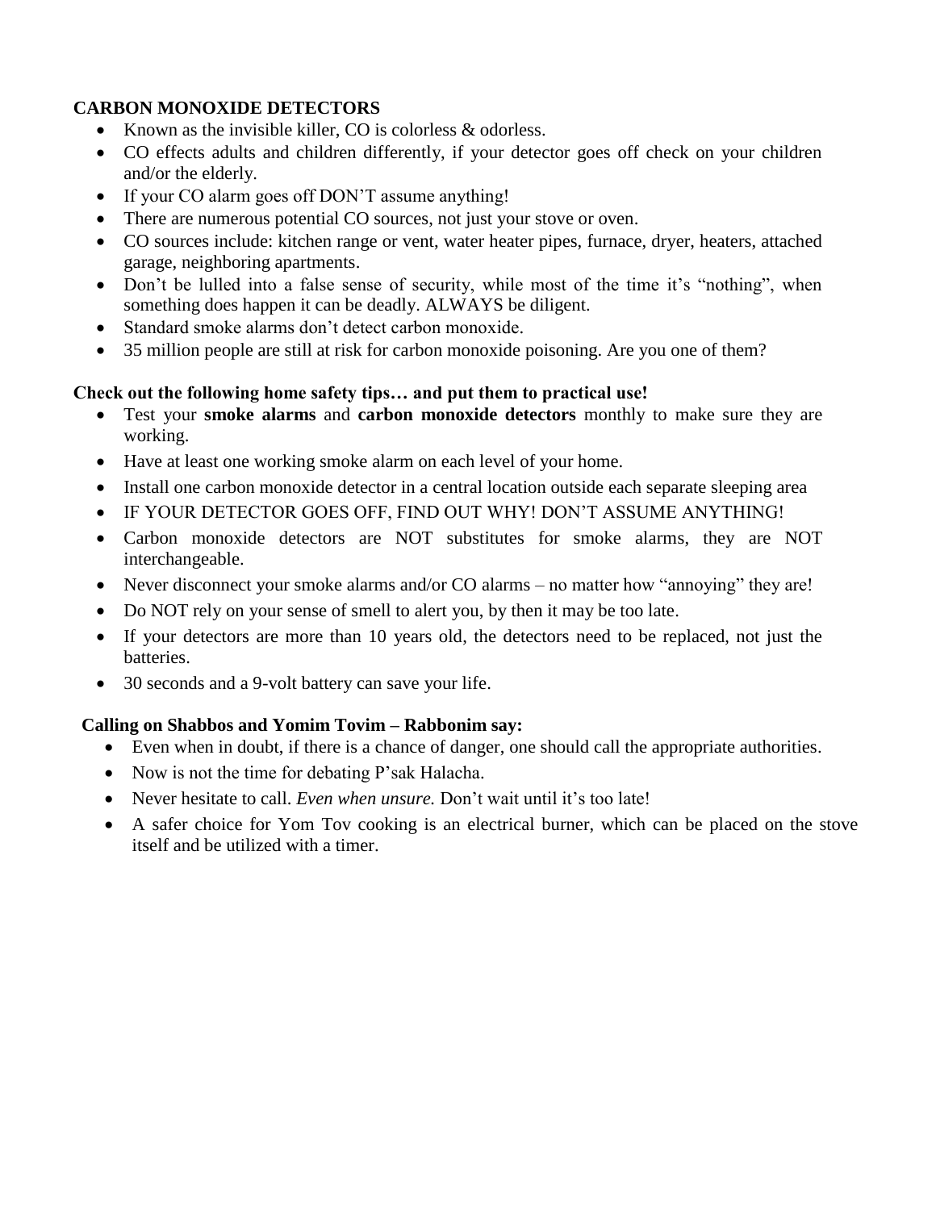**CARBON MONOXIDE DETECTORS**

- Known as the invisible killer, CO is colorless & odorless.
- CO effects adults and children differently, if your detector goes off check on your children and/or the elderly.
- If your CO alarm goes off DON'T assume anything!
- There are numerous potential CO sources, not just your stove or oven.
- CO sources include: kitchen range or vent, water heater pipes, furnace, dryer, heaters, attached garage, neighboring apartments.
- Don't be lulled into a false sense of security, while most of the time it's "nothing", when something does happen it can be deadly. ALWAYS be diligent.
- Standard smoke alarms don't detect carbon monoxide.
- 35 million people are still at risk for carbon monoxide poisoning. Are you one of them?

**Check out the following home safety tips… and put them to practical use!**

- Test your **smoke alarms** and **carbon monoxide detectors** monthly to make sure they are working.
- Have at least one working smoke alarm on each level of your home.
- Install one carbon monoxide detector in a central location outside each separate sleeping area
- IF YOUR DETECTOR GOES OFF, FIND OUT WHY! DON'T ASSUME ANYTHING!
- Carbon monoxide detectors are NOT substitutes for smoke alarms, they are NOT interchangeable.
- Never disconnect your smoke alarms and/or CO alarms – no matter how "annoying" they are!
- Do NOT rely on your sense of smell to alert you, by then it may be too late.
- If your detectors are more than 10 years old, the detectors need to be replaced, not just the batteries.
- 30 seconds and a 9-volt battery can save your life.

**Calling on Shabbos and Yomim Tovim – Rabbonim say:**

- Even when in doubt, if there is a chance of danger, one should call the appropriate authorities.
- Now is not the time for debating P'sak Halacha.
- Never hesitate to call. *Even when unsure.* Don't wait until it's too late!
- A safer choice for Yom Tov cooking is an electrical burner, which can be placed on the stove itself and be utilized with a timer.